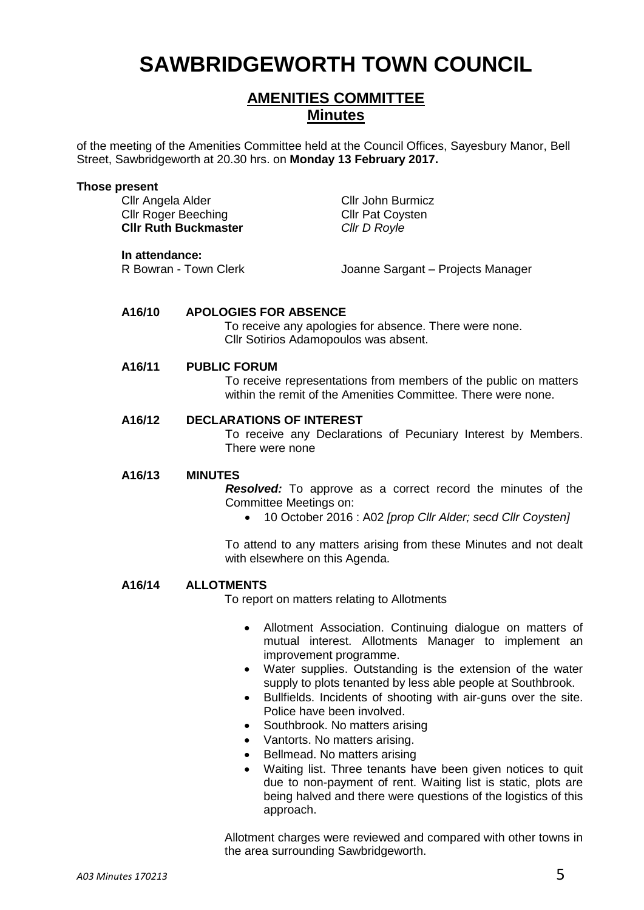# SAWBRIDGEWORTH TOWN COUNCIL

## AMENITIES COMMITTEE
## Minutes

of the meeting of the Amenities Committee held at the Council Offices, Sayesbury Manor, Bell Street, Sawbridgeworth at 20.30 hrs. on **Monday 13 February 2017.**

**Those present**

Cllr Angela Alder
Cllr Roger Beeching
**Cllr Ruth Buckmaster**
Cllr John Burmicz
Cllr Pat Coysten
*Cllr D Royle*

**In attendance:**

R Bowran - Town Clerk
Joanne Sargant – Projects Manager

**A16/10 APOLOGIES FOR ABSENCE**

To receive any apologies for absence. There were none.
Cllr Sotirios Adamopoulos was absent.

**A16/11 PUBLIC FORUM**

To receive representations from members of the public on matters within the remit of the Amenities Committee. There were none.

**A16/12 DECLARATIONS OF INTEREST**

To receive any Declarations of Pecuniary Interest by Members. There were none

**A16/13 MINUTES**

***Resolved:*** To approve as a correct record the minutes of the Committee Meetings on:

- 10 October 2016 : A02 *[prop Cllr Alder; secd Cllr Coysten]*

To attend to any matters arising from these Minutes and not dealt with elsewhere on this Agenda.

**A16/14 ALLOTMENTS**

To report on matters relating to Allotments

- Allotment Association. Continuing dialogue on matters of mutual interest. Allotments Manager to implement an improvement programme.
- Water supplies. Outstanding is the extension of the water supply to plots tenanted by less able people at Southbrook.
- Bullfields. Incidents of shooting with air-guns over the site. Police have been involved.
- Southbrook. No matters arising
- Vantorts. No matters arising.
- Bellmead. No matters arising
- Waiting list. Three tenants have been given notices to quit due to non-payment of rent. Waiting list is static, plots are being halved and there were questions of the logistics of this approach.

Allotment charges were reviewed and compared with other towns in the area surrounding Sawbridgeworth.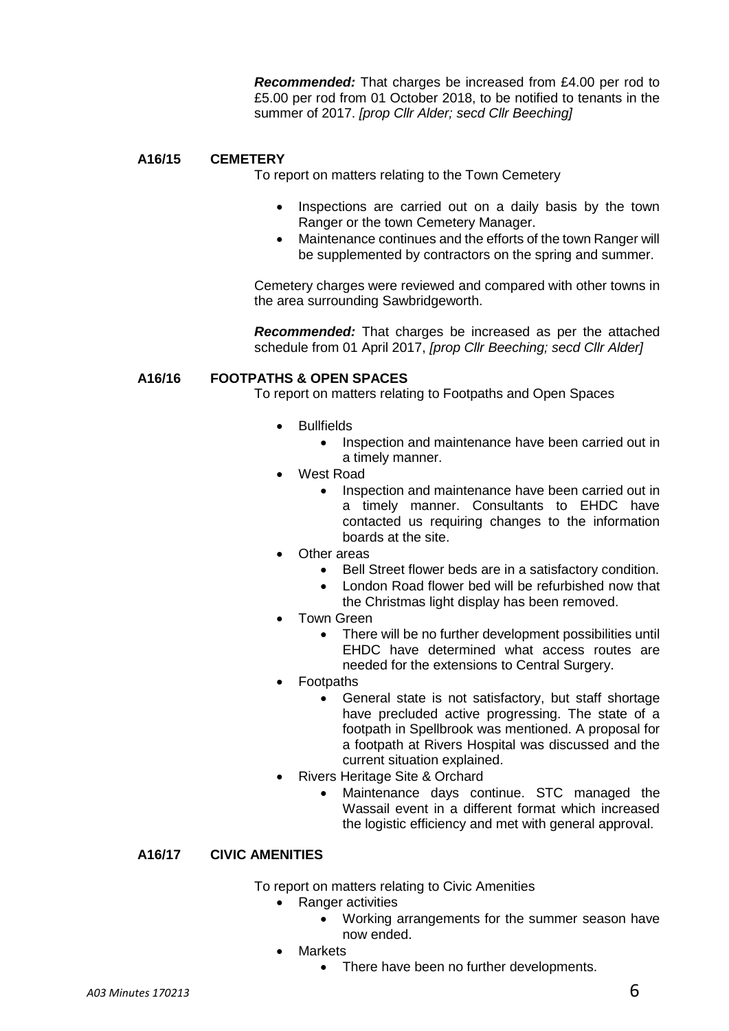***Recommended:*** That charges be increased from £4.00 per rod to £5.00 per rod from 01 October 2018, to be notified to tenants in the summer of 2017. *[prop Cllr Alder; secd Cllr Beeching]*

**A16/15 CEMETERY**

To report on matters relating to the Town Cemetery

- Inspections are carried out on a daily basis by the town Ranger or the town Cemetery Manager.
- Maintenance continues and the efforts of the town Ranger will be supplemented by contractors on the spring and summer.

Cemetery charges were reviewed and compared with other towns in the area surrounding Sawbridgeworth.

***Recommended:*** That charges be increased as per the attached schedule from 01 April 2017, *[prop Cllr Beeching; secd Cllr Alder]*

**A16/16 FOOTPATHS & OPEN SPACES**

To report on matters relating to Footpaths and Open Spaces

- Bullfields
  - Inspection and maintenance have been carried out in a timely manner.
- West Road
  - Inspection and maintenance have been carried out in a timely manner. Consultants to EHDC have contacted us requiring changes to the information boards at the site.
- Other areas
  - Bell Street flower beds are in a satisfactory condition.
  - London Road flower bed will be refurbished now that the Christmas light display has been removed.
- Town Green
  - There will be no further development possibilities until EHDC have determined what access routes are needed for the extensions to Central Surgery.
- Footpaths
  - General state is not satisfactory, but staff shortage have precluded active progressing. The state of a footpath in Spellbrook was mentioned. A proposal for a footpath at Rivers Hospital was discussed and the current situation explained.
- Rivers Heritage Site & Orchard
  - Maintenance days continue. STC managed the Wassail event in a different format which increased the logistic efficiency and met with general approval.

**A16/17 CIVIC AMENITIES**

To report on matters relating to Civic Amenities

- Ranger activities
  - Working arrangements for the summer season have now ended.
- Markets
  - There have been no further developments.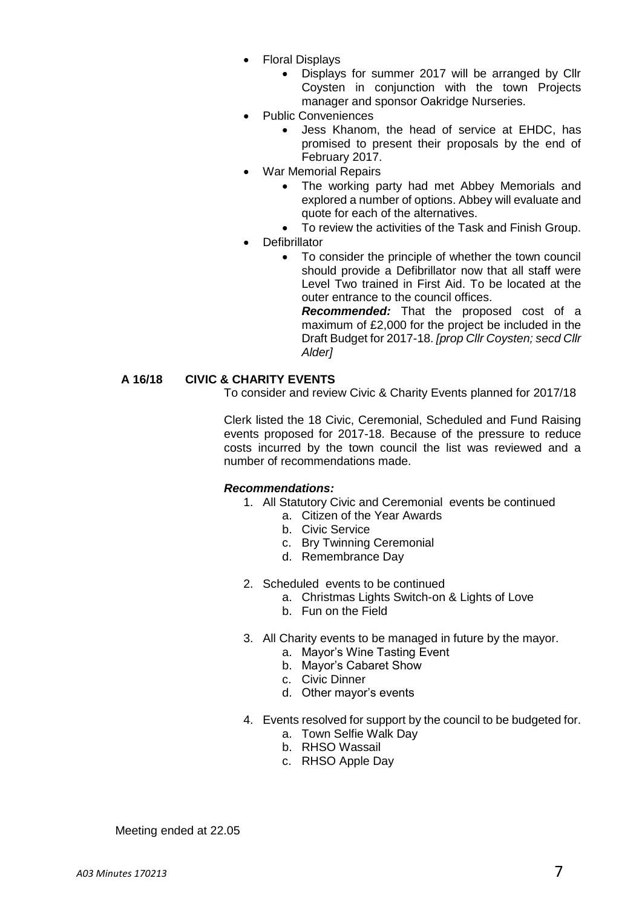- Floral Displays
  - Displays for summer 2017 will be arranged by Cllr Coysten in conjunction with the town Projects manager and sponsor Oakridge Nurseries.
- Public Conveniences
  - Jess Khanom, the head of service at EHDC, has promised to present their proposals by the end of February 2017.
- War Memorial Repairs
  - The working party had met Abbey Memorials and explored a number of options. Abbey will evaluate and quote for each of the alternatives.
  - To review the activities of the Task and Finish Group.
- Defibrillator
  - To consider the principle of whether the town council should provide a Defibrillator now that all staff were Level Two trained in First Aid. To be located at the outer entrance to the council offices.

    ***Recommended:*** That the proposed cost of a maximum of £2,000 for the project be included in the Draft Budget for 2017-18. *[prop Cllr Coysten; secd Cllr Alder]*

## A 16/18 CIVIC & CHARITY EVENTS

To consider and review Civic & Charity Events planned for 2017/18

Clerk listed the 18 Civic, Ceremonial, Scheduled and Fund Raising events proposed for 2017-18. Because of the pressure to reduce costs incurred by the town council the list was reviewed and a number of recommendations made.

***Recommendations:***

1. All Statutory Civic and Ceremonial events be continued
   a. Citizen of the Year Awards
   b. Civic Service
   c. Bry Twinning Ceremonial
   d. Remembrance Day
2. Scheduled events to be continued
   a. Christmas Lights Switch-on & Lights of Love
   b. Fun on the Field
3. All Charity events to be managed in future by the mayor.
   a. Mayor's Wine Tasting Event
   b. Mayor's Cabaret Show
   c. Civic Dinner
   d. Other mayor's events
4. Events resolved for support by the council to be budgeted for.
   a. Town Selfie Walk Day
   b. RHSO Wassail
   c. RHSO Apple Day

Meeting ended at 22.05